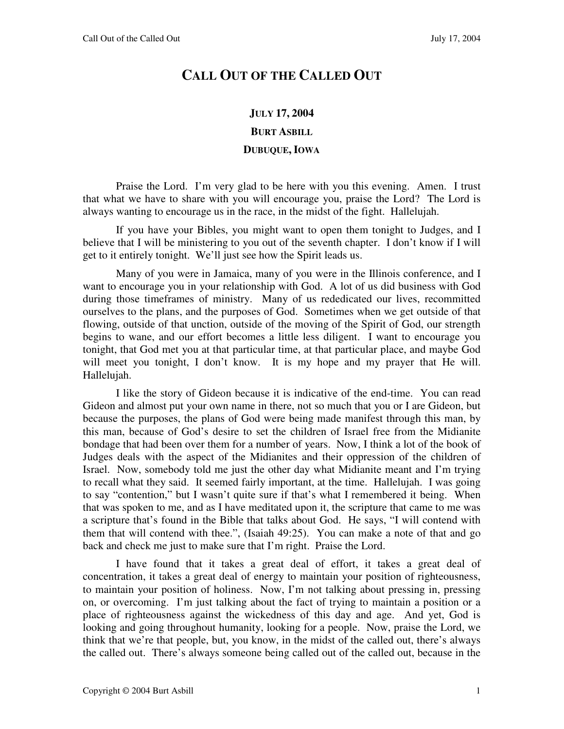# CALL OUT OF THE CALLED OUT

**JULY 17, 2004**

**BURT ASBILL**

**DUBUQUE, IOWA**

Praise the Lord. I'm very glad to be here with you this evening. Amen. I trust that what we have to share with you will encourage you, praise the Lord? The Lord is always wanting to encourage us in the race, in the midst of the fight. Hallelujah.

If you have your Bibles, you might want to open them tonight to Judges, and I believe that I will be ministering to you out of the seventh chapter. I don't know if I will get to it entirely tonight. We'll just see how the Spirit leads us.

Many of you were in Jamaica, many of you were in the Illinois conference, and I want to encourage you in your relationship with God. A lot of us did business with God during those timeframes of ministry. Many of us rededicated our lives, recommitted ourselves to the plans, and the purposes of God. Sometimes when we get outside of that flowing, outside of that unction, outside of the moving of the Spirit of God, our strength begins to wane, and our effort becomes a little less diligent. I want to encourage you tonight, that God met you at that particular time, at that particular place, and maybe God will meet you tonight, I don't know. It is my hope and my prayer that He will. Hallelujah.

I like the story of Gideon because it is indicative of the end-time. You can read Gideon and almost put your own name in there, not so much that you or I are Gideon, but because the purposes, the plans of God were being made manifest through this man, by this man, because of God's desire to set the children of Israel free from the Midianite bondage that had been over them for a number of years. Now, I think a lot of the book of Judges deals with the aspect of the Midianites and their oppression of the children of Israel. Now, somebody told me just the other day what Midianite meant and I'm trying to recall what they said. It seemed fairly important, at the time. Hallelujah. I was going to say "contention," but I wasn't quite sure if that's what I remembered it being. When that was spoken to me, and as I have meditated upon it, the scripture that came to me was a scripture that's found in the Bible that talks about God. He says, "I will contend with them that will contend with thee.", (Isaiah 49:25). You can make a note of that and go back and check me just to make sure that I'm right. Praise the Lord.

I have found that it takes a great deal of effort, it takes a great deal of concentration, it takes a great deal of energy to maintain your position of righteousness, to maintain your position of holiness. Now, I'm not talking about pressing in, pressing on, or overcoming. I'm just talking about the fact of trying to maintain a position or a place of righteousness against the wickedness of this day and age. And yet, God is looking and going throughout humanity, looking for a people. Now, praise the Lord, we think that we're that people, but, you know, in the midst of the called out, there's always the called out. There's always someone being called out of the called out, because in the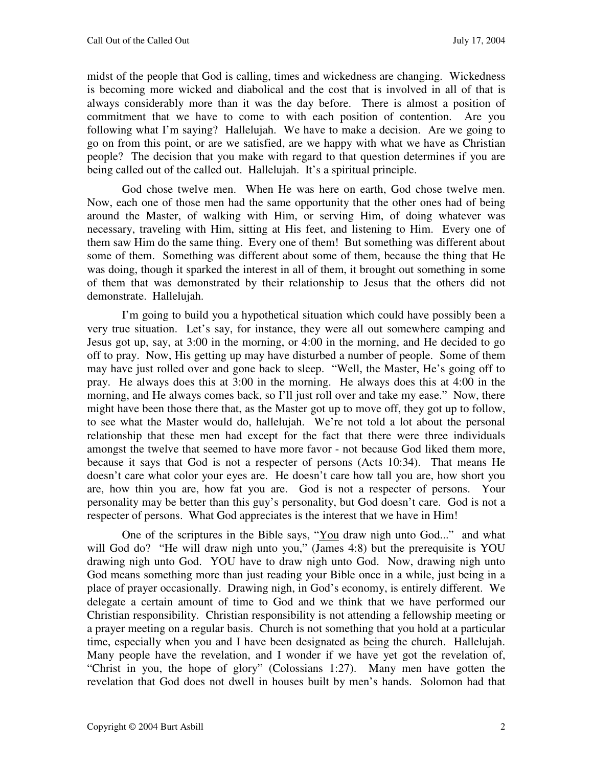midst of the people that God is calling, times and wickedness are changing. Wickedness is becoming more wicked and diabolical and the cost that is involved in all of that is always considerably more than it was the day before. There is almost a position of commitment that we have to come to with each position of contention. Are you following what I'm saying? Hallelujah. We have to make a decision. Are we going to go on from this point, or are we satisfied, are we happy with what we have as Christian people? The decision that you make with regard to that question determines if you are being called out of the called out. Hallelujah. It's a spiritual principle.

God chose twelve men. When He was here on earth, God chose twelve men. Now, each one of those men had the same opportunity that the other ones had of being around the Master, of walking with Him, or serving Him, of doing whatever was necessary, traveling with Him, sitting at His feet, and listening to Him. Every one of them saw Him do the same thing. Every one of them! But something was different about some of them. Something was different about some of them, because the thing that He was doing, though it sparked the interest in all of them, it brought out something in some of them that was demonstrated by their relationship to Jesus that the others did not demonstrate. Hallelujah.

I'm going to build you a hypothetical situation which could have possibly been a very true situation. Let's say, for instance, they were all out somewhere camping and Jesus got up, say, at 3:00 in the morning, or 4:00 in the morning, and He decided to go off to pray. Now, His getting up may have disturbed a number of people. Some of them may have just rolled over and gone back to sleep. "Well, the Master, He's going off to pray. He always does this at 3:00 in the morning. He always does this at 4:00 in the morning, and He always comes back, so I'll just roll over and take my ease." Now, there might have been those there that, as the Master got up to move off, they got up to follow, to see what the Master would do, hallelujah. We're not told a lot about the personal relationship that these men had except for the fact that there were three individuals amongst the twelve that seemed to have more favor - not because God liked them more, because it says that God is not a respecter of persons (Acts 10:34). That means He doesn't care what color your eyes are. He doesn't care how tall you are, how short you are, how thin you are, how fat you are. God is not a respecter of persons. Your personality may be better than this guy's personality, but God doesn't care. God is not a respecter of persons. What God appreciates is the interest that we have in Him!

One of the scriptures in the Bible says, "<u>You</u> draw nigh unto God..." and what will God do? "He will draw nigh unto you," (James 4:8) but the prerequisite is YOU drawing nigh unto God. YOU have to draw nigh unto God. Now, drawing nigh unto God means something more than just reading your Bible once in a while, just being in a place of prayer occasionally. Drawing nigh, in God's economy, is entirely different. We delegate a certain amount of time to God and we think that we have performed our Christian responsibility. Christian responsibility is not attending a fellowship meeting or a prayer meeting on a regular basis. Church is not something that you hold at a particular time, especially when you and I have been designated as <u>being</u> the church. Hallelujah. Many people have the revelation, and I wonder if we have yet got the revelation of, "Christ in you, the hope of glory" (Colossians 1:27). Many men have gotten the revelation that God does not dwell in houses built by men's hands. Solomon had that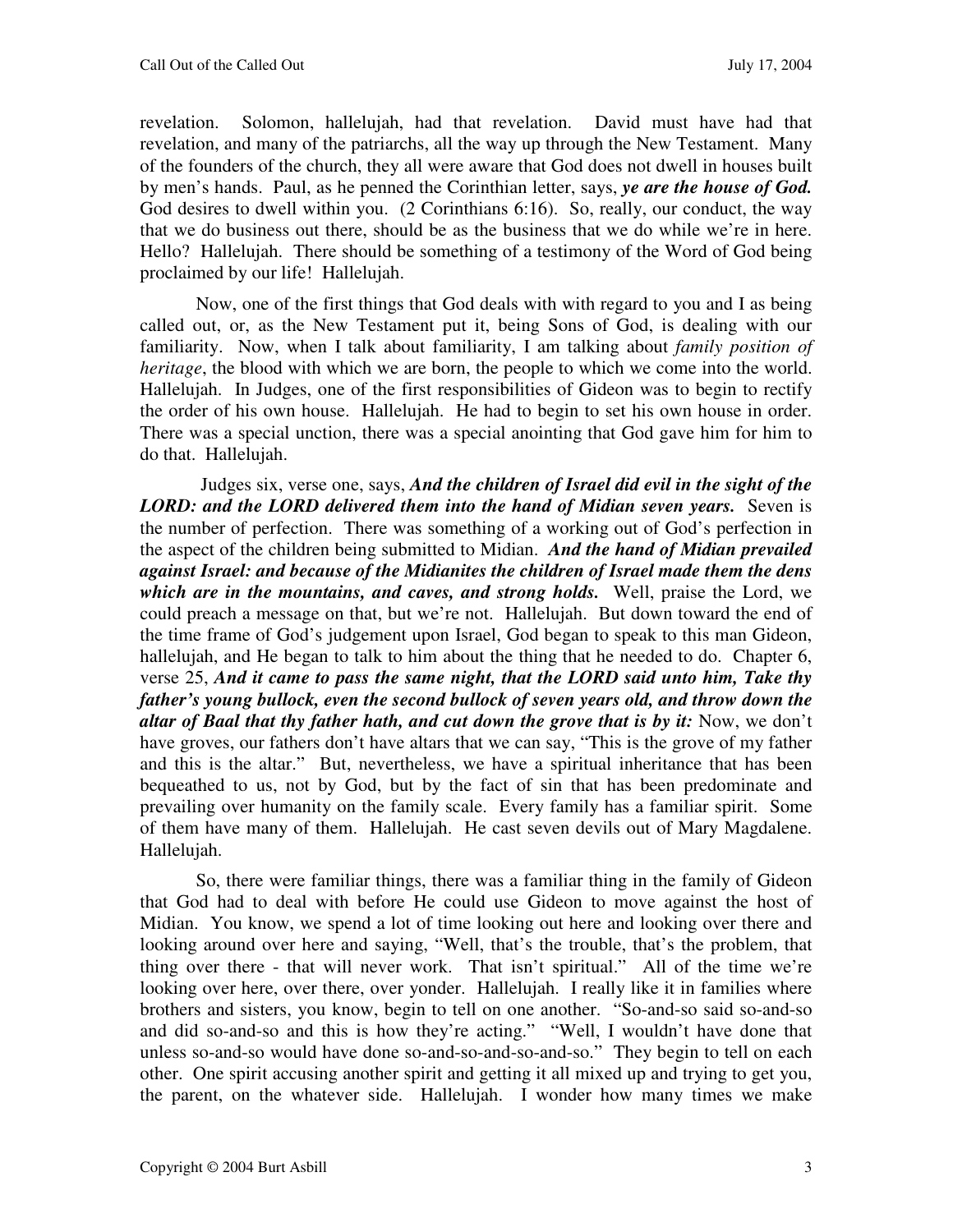revelation. Solomon, hallelujah, had that revelation. David must have had that revelation, and many of the patriarchs, all the way up through the New Testament. Many of the founders of the church, they all were aware that God does not dwell in houses built by men's hands. Paul, as he penned the Corinthian letter, says, ***ye are the house of God.*** God desires to dwell within you. (2 Corinthians 6:16). So, really, our conduct, the way that we do business out there, should be as the business that we do while we're in here. Hello? Hallelujah. There should be something of a testimony of the Word of God being proclaimed by our life! Hallelujah.

Now, one of the first things that God deals with with regard to you and I as being called out, or, as the New Testament put it, being Sons of God, is dealing with our familiarity. Now, when I talk about familiarity, I am talking about *family position of heritage*, the blood with which we are born, the people to which we come into the world. Hallelujah. In Judges, one of the first responsibilities of Gideon was to begin to rectify the order of his own house. Hallelujah. He had to begin to set his own house in order. There was a special unction, there was a special anointing that God gave him for him to do that. Hallelujah.

Judges six, verse one, says, ***And the children of Israel did evil in the sight of the LORD: and the LORD delivered them into the hand of Midian seven years.*** Seven is the number of perfection. There was something of a working out of God's perfection in the aspect of the children being submitted to Midian. ***And the hand of Midian prevailed against Israel: and because of the Midianites the children of Israel made them the dens which are in the mountains, and caves, and strong holds.*** Well, praise the Lord, we could preach a message on that, but we're not. Hallelujah. But down toward the end of the time frame of God's judgement upon Israel, God began to speak to this man Gideon, hallelujah, and He began to talk to him about the thing that he needed to do. Chapter 6, verse 25, ***And it came to pass the same night, that the LORD said unto him, Take thy father's young bullock, even the second bullock of seven years old, and throw down the altar of Baal that thy father hath, and cut down the grove that is by it:*** Now, we don't have groves, our fathers don't have altars that we can say, "This is the grove of my father and this is the altar." But, nevertheless, we have a spiritual inheritance that has been bequeathed to us, not by God, but by the fact of sin that has been predominate and prevailing over humanity on the family scale. Every family has a familiar spirit. Some of them have many of them. Hallelujah. He cast seven devils out of Mary Magdalene. Hallelujah.

So, there were familiar things, there was a familiar thing in the family of Gideon that God had to deal with before He could use Gideon to move against the host of Midian. You know, we spend a lot of time looking out here and looking over there and looking around over here and saying, "Well, that's the trouble, that's the problem, that thing over there - that will never work. That isn't spiritual." All of the time we're looking over here, over there, over yonder. Hallelujah. I really like it in families where brothers and sisters, you know, begin to tell on one another. "So-and-so said so-and-so and did so-and-so and this is how they're acting." "Well, I wouldn't have done that unless so-and-so would have done so-and-so-and-so-and-so." They begin to tell on each other. One spirit accusing another spirit and getting it all mixed up and trying to get you, the parent, on the whatever side. Hallelujah. I wonder how many times we make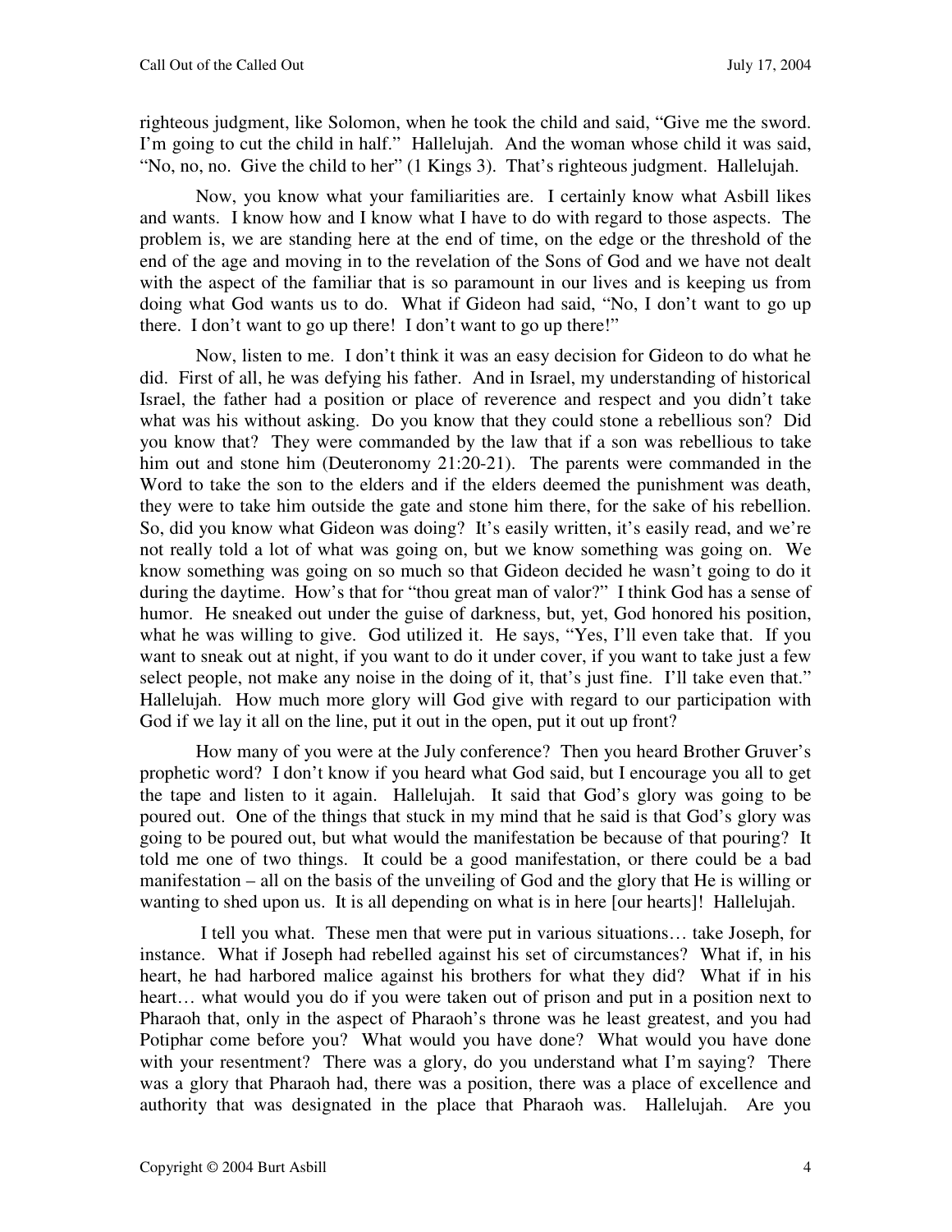righteous judgment, like Solomon, when he took the child and said, "Give me the sword. I'm going to cut the child in half." Hallelujah. And the woman whose child it was said, "No, no, no. Give the child to her" (1 Kings 3). That's righteous judgment. Hallelujah.

Now, you know what your familiarities are. I certainly know what Asbill likes and wants. I know how and I know what I have to do with regard to those aspects. The problem is, we are standing here at the end of time, on the edge or the threshold of the end of the age and moving in to the revelation of the Sons of God and we have not dealt with the aspect of the familiar that is so paramount in our lives and is keeping us from doing what God wants us to do. What if Gideon had said, "No, I don't want to go up there. I don't want to go up there! I don't want to go up there!"

Now, listen to me. I don't think it was an easy decision for Gideon to do what he did. First of all, he was defying his father. And in Israel, my understanding of historical Israel, the father had a position or place of reverence and respect and you didn't take what was his without asking. Do you know that they could stone a rebellious son? Did you know that? They were commanded by the law that if a son was rebellious to take him out and stone him (Deuteronomy 21:20-21). The parents were commanded in the Word to take the son to the elders and if the elders deemed the punishment was death, they were to take him outside the gate and stone him there, for the sake of his rebellion. So, did you know what Gideon was doing? It's easily written, it's easily read, and we're not really told a lot of what was going on, but we know something was going on. We know something was going on so much so that Gideon decided he wasn't going to do it during the daytime. How's that for "thou great man of valor?" I think God has a sense of humor. He sneaked out under the guise of darkness, but, yet, God honored his position, what he was willing to give. God utilized it. He says, "Yes, I'll even take that. If you want to sneak out at night, if you want to do it under cover, if you want to take just a few select people, not make any noise in the doing of it, that's just fine. I'll take even that." Hallelujah. How much more glory will God give with regard to our participation with God if we lay it all on the line, put it out in the open, put it out up front?

How many of you were at the July conference? Then you heard Brother Gruver's prophetic word? I don't know if you heard what God said, but I encourage you all to get the tape and listen to it again. Hallelujah. It said that God's glory was going to be poured out. One of the things that stuck in my mind that he said is that God's glory was going to be poured out, but what would the manifestation be because of that pouring? It told me one of two things. It could be a good manifestation, or there could be a bad manifestation – all on the basis of the unveiling of God and the glory that He is willing or wanting to shed upon us. It is all depending on what is in here [our hearts]! Hallelujah.

I tell you what. These men that were put in various situations… take Joseph, for instance. What if Joseph had rebelled against his set of circumstances? What if, in his heart, he had harbored malice against his brothers for what they did? What if in his heart… what would you do if you were taken out of prison and put in a position next to Pharaoh that, only in the aspect of Pharaoh's throne was he least greatest, and you had Potiphar come before you? What would you have done? What would you have done with your resentment? There was a glory, do you understand what I'm saying? There was a glory that Pharaoh had, there was a position, there was a place of excellence and authority that was designated in the place that Pharaoh was. Hallelujah. Are you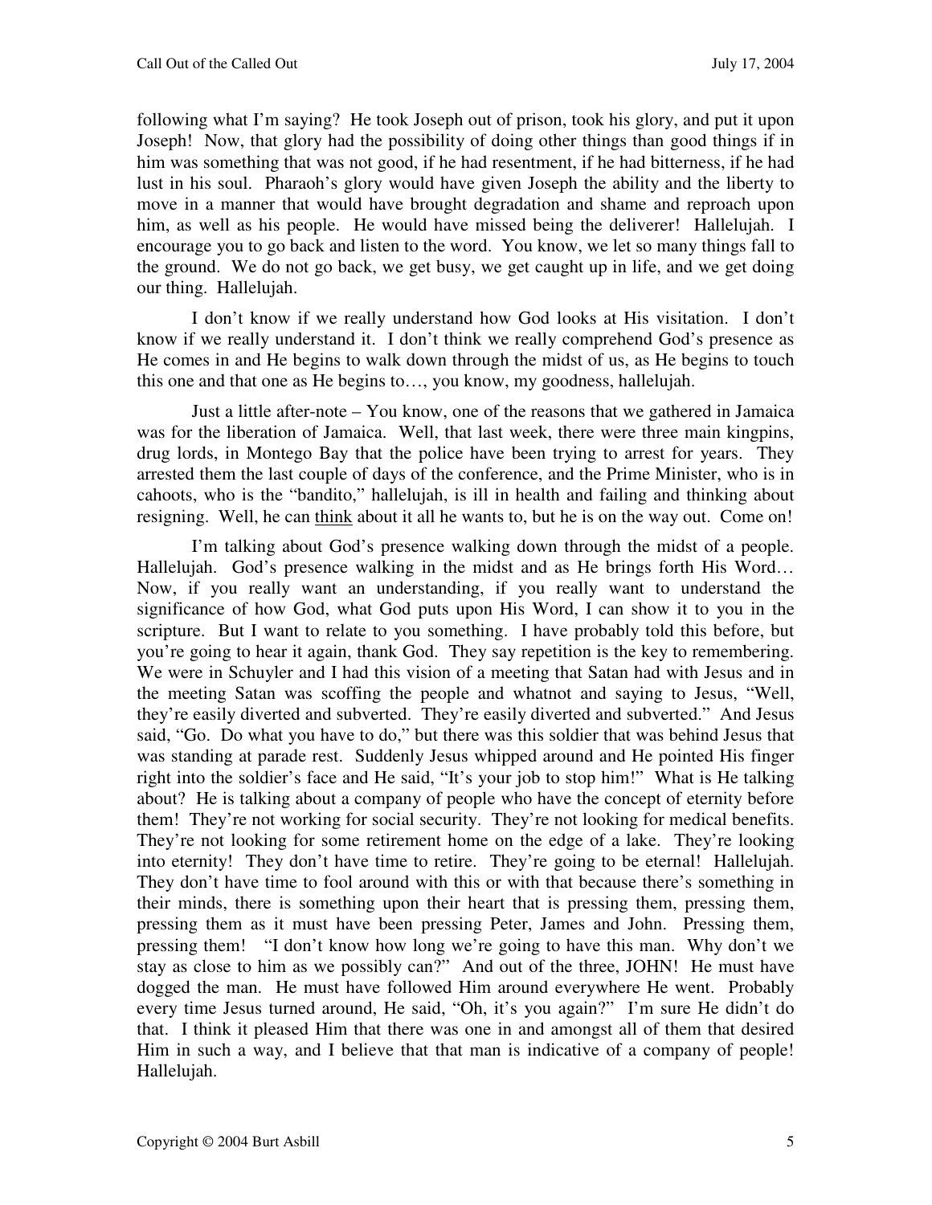following what I'm saying? He took Joseph out of prison, took his glory, and put it upon Joseph! Now, that glory had the possibility of doing other things than good things if in him was something that was not good, if he had resentment, if he had bitterness, if he had lust in his soul. Pharaoh's glory would have given Joseph the ability and the liberty to move in a manner that would have brought degradation and shame and reproach upon him, as well as his people. He would have missed being the deliverer! Hallelujah. I encourage you to go back and listen to the word. You know, we let so many things fall to the ground. We do not go back, we get busy, we get caught up in life, and we get doing our thing. Hallelujah.

I don't know if we really understand how God looks at His visitation. I don't know if we really understand it. I don't think we really comprehend God's presence as He comes in and He begins to walk down through the midst of us, as He begins to touch this one and that one as He begins to…, you know, my goodness, hallelujah.

Just a little after-note – You know, one of the reasons that we gathered in Jamaica was for the liberation of Jamaica. Well, that last week, there were three main kingpins, drug lords, in Montego Bay that the police have been trying to arrest for years. They arrested them the last couple of days of the conference, and the Prime Minister, who is in cahoots, who is the "bandito," hallelujah, is ill in health and failing and thinking about resigning. Well, he can <u>think</u> about it all he wants to, but he is on the way out. Come on!

I'm talking about God's presence walking down through the midst of a people. Hallelujah. God's presence walking in the midst and as He brings forth His Word… Now, if you really want an understanding, if you really want to understand the significance of how God, what God puts upon His Word, I can show it to you in the scripture. But I want to relate to you something. I have probably told this before, but you're going to hear it again, thank God. They say repetition is the key to remembering. We were in Schuyler and I had this vision of a meeting that Satan had with Jesus and in the meeting Satan was scoffing the people and whatnot and saying to Jesus, "Well, they're easily diverted and subverted. They're easily diverted and subverted." And Jesus said, "Go. Do what you have to do," but there was this soldier that was behind Jesus that was standing at parade rest. Suddenly Jesus whipped around and He pointed His finger right into the soldier's face and He said, "It's your job to stop him!" What is He talking about? He is talking about a company of people who have the concept of eternity before them! They're not working for social security. They're not looking for medical benefits. They're not looking for some retirement home on the edge of a lake. They're looking into eternity! They don't have time to retire. They're going to be eternal! Hallelujah. They don't have time to fool around with this or with that because there's something in their minds, there is something upon their heart that is pressing them, pressing them, pressing them as it must have been pressing Peter, James and John. Pressing them, pressing them! "I don't know how long we're going to have this man. Why don't we stay as close to him as we possibly can?" And out of the three, JOHN! He must have dogged the man. He must have followed Him around everywhere He went. Probably every time Jesus turned around, He said, "Oh, it's you again?" I'm sure He didn't do that. I think it pleased Him that there was one in and amongst all of them that desired Him in such a way, and I believe that that man is indicative of a company of people! Hallelujah.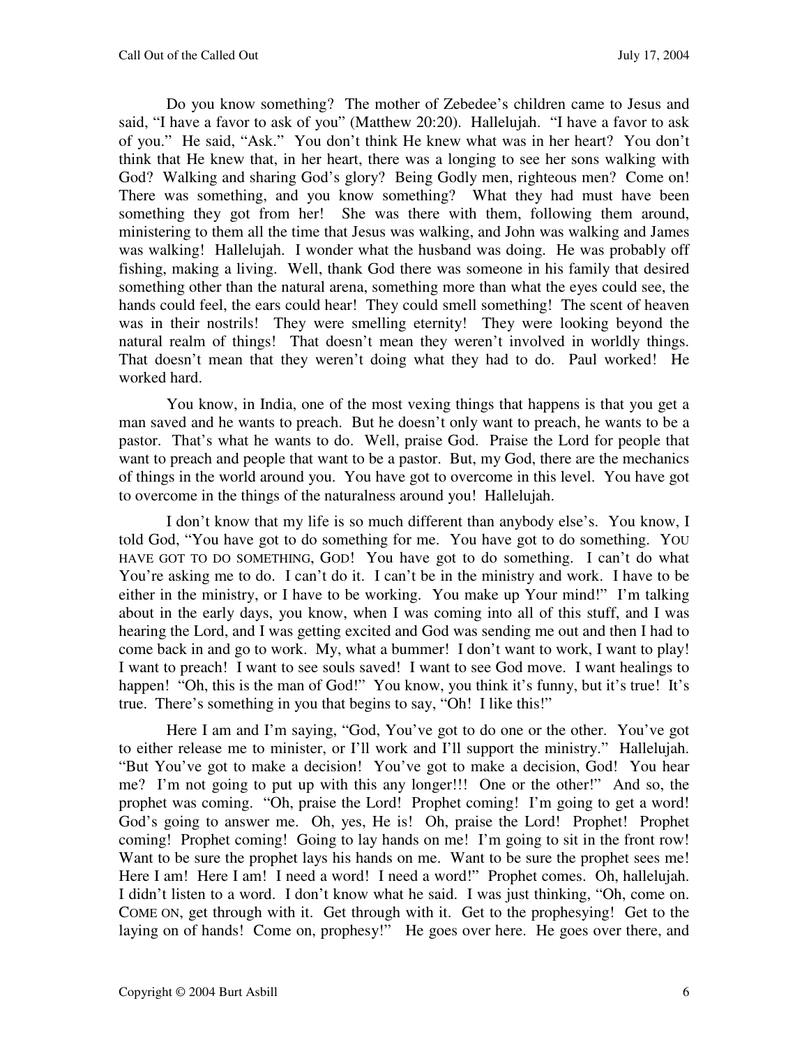Do you know something? The mother of Zebedee's children came to Jesus and said, "I have a favor to ask of you" (Matthew 20:20). Hallelujah. "I have a favor to ask of you." He said, "Ask." You don't think He knew what was in her heart? You don't think that He knew that, in her heart, there was a longing to see her sons walking with God? Walking and sharing God's glory? Being Godly men, righteous men? Come on! There was something, and you know something? What they had must have been something they got from her! She was there with them, following them around, ministering to them all the time that Jesus was walking, and John was walking and James was walking! Hallelujah. I wonder what the husband was doing. He was probably off fishing, making a living. Well, thank God there was someone in his family that desired something other than the natural arena, something more than what the eyes could see, the hands could feel, the ears could hear! They could smell something! The scent of heaven was in their nostrils! They were smelling eternity! They were looking beyond the natural realm of things! That doesn't mean they weren't involved in worldly things. That doesn't mean that they weren't doing what they had to do. Paul worked! He worked hard.

You know, in India, one of the most vexing things that happens is that you get a man saved and he wants to preach. But he doesn't only want to preach, he wants to be a pastor. That's what he wants to do. Well, praise God. Praise the Lord for people that want to preach and people that want to be a pastor. But, my God, there are the mechanics of things in the world around you. You have got to overcome in this level. You have got to overcome in the things of the naturalness around you! Hallelujah.

I don't know that my life is so much different than anybody else's. You know, I told God, "You have got to do something for me. You have got to do something. YOU HAVE GOT TO DO SOMETHING, GOD! You have got to do something. I can't do what You're asking me to do. I can't do it. I can't be in the ministry and work. I have to be either in the ministry, or I have to be working. You make up Your mind!" I'm talking about in the early days, you know, when I was coming into all of this stuff, and I was hearing the Lord, and I was getting excited and God was sending me out and then I had to come back in and go to work. My, what a bummer! I don't want to work, I want to play! I want to preach! I want to see souls saved! I want to see God move. I want healings to happen! "Oh, this is the man of God!" You know, you think it's funny, but it's true! It's true. There's something in you that begins to say, "Oh! I like this!"

Here I am and I'm saying, "God, You've got to do one or the other. You've got to either release me to minister, or I'll work and I'll support the ministry." Hallelujah. "But You've got to make a decision! You've got to make a decision, God! You hear me? I'm not going to put up with this any longer!!! One or the other!" And so, the prophet was coming. "Oh, praise the Lord! Prophet coming! I'm going to get a word! God's going to answer me. Oh, yes, He is! Oh, praise the Lord! Prophet! Prophet coming! Prophet coming! Going to lay hands on me! I'm going to sit in the front row! Want to be sure the prophet lays his hands on me. Want to be sure the prophet sees me! Here I am! Here I am! I need a word! I need a word!" Prophet comes. Oh, hallelujah. I didn't listen to a word. I don't know what he said. I was just thinking, "Oh, come on. COME ON, get through with it. Get through with it. Get to the prophesying! Get to the laying on of hands! Come on, prophesy!" He goes over here. He goes over there, and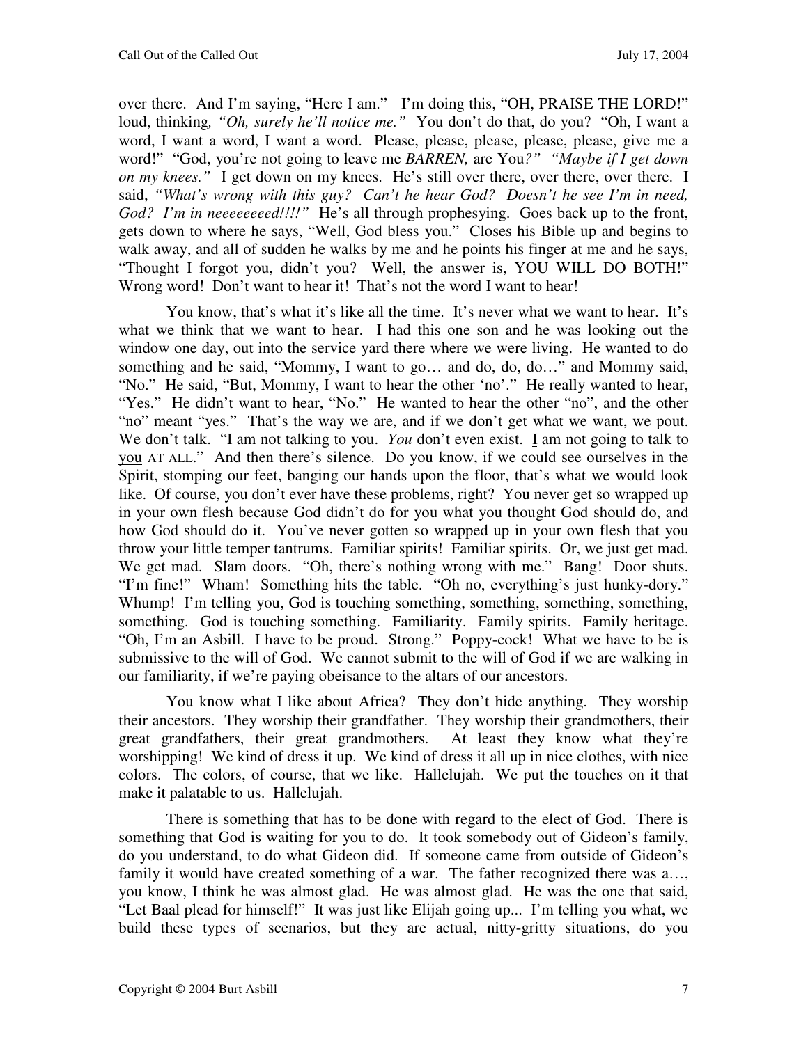over there. And I'm saying, "Here I am." I'm doing this, "OH, PRAISE THE LORD!" loud, thinking*, "Oh, surely he'll notice me."* You don't do that, do you? "Oh, I want a word, I want a word, I want a word. Please, please, please, please, please, give me a word!" "God, you're not going to leave me *BARREN,* are You*?" "Maybe if I get down on my knees."* I get down on my knees. He's still over there, over there, over there. I said, *"What's wrong with this guy? Can't he hear God? Doesn't he see I'm in need, God? I'm in neeeeeeeed!!!!"* He's all through prophesying. Goes back up to the front, gets down to where he says, "Well, God bless you." Closes his Bible up and begins to walk away, and all of sudden he walks by me and he points his finger at me and he says, "Thought I forgot you, didn't you? Well, the answer is, YOU WILL DO BOTH!" Wrong word! Don't want to hear it! That's not the word I want to hear!

You know, that's what it's like all the time. It's never what we want to hear. It's what we think that we want to hear. I had this one son and he was looking out the window one day, out into the service yard there where we were living. He wanted to do something and he said, "Mommy, I want to go… and do, do, do…" and Mommy said, "No." He said, "But, Mommy, I want to hear the other 'no'." He really wanted to hear, "Yes." He didn't want to hear, "No." He wanted to hear the other "no", and the other "no" meant "yes." That's the way we are, and if we don't get what we want, we pout. We don't talk. "I am not talking to you. *You* don't even exist. I am not going to talk to you AT ALL." And then there's silence. Do you know, if we could see ourselves in the Spirit, stomping our feet, banging our hands upon the floor, that's what we would look like. Of course, you don't ever have these problems, right? You never get so wrapped up in your own flesh because God didn't do for you what you thought God should do, and how God should do it. You've never gotten so wrapped up in your own flesh that you throw your little temper tantrums. Familiar spirits! Familiar spirits. Or, we just get mad. We get mad. Slam doors. "Oh, there's nothing wrong with me." Bang! Door shuts. "I'm fine!" Wham! Something hits the table. "Oh no, everything's just hunky-dory." Whump! I'm telling you, God is touching something, something, something, something, something. God is touching something. Familiarity. Family spirits. Family heritage. "Oh, I'm an Asbill. I have to be proud. Strong." Poppy-cock! What we have to be is submissive to the will of God. We cannot submit to the will of God if we are walking in our familiarity, if we're paying obeisance to the altars of our ancestors.

You know what I like about Africa? They don't hide anything. They worship their ancestors. They worship their grandfather. They worship their grandmothers, their great grandfathers, their great grandmothers. At least they know what they're worshipping! We kind of dress it up. We kind of dress it all up in nice clothes, with nice colors. The colors, of course, that we like. Hallelujah. We put the touches on it that make it palatable to us. Hallelujah.

There is something that has to be done with regard to the elect of God. There is something that God is waiting for you to do. It took somebody out of Gideon's family, do you understand, to do what Gideon did. If someone came from outside of Gideon's family it would have created something of a war. The father recognized there was a…, you know, I think he was almost glad. He was almost glad. He was the one that said, "Let Baal plead for himself!" It was just like Elijah going up... I'm telling you what, we build these types of scenarios, but they are actual, nitty-gritty situations, do you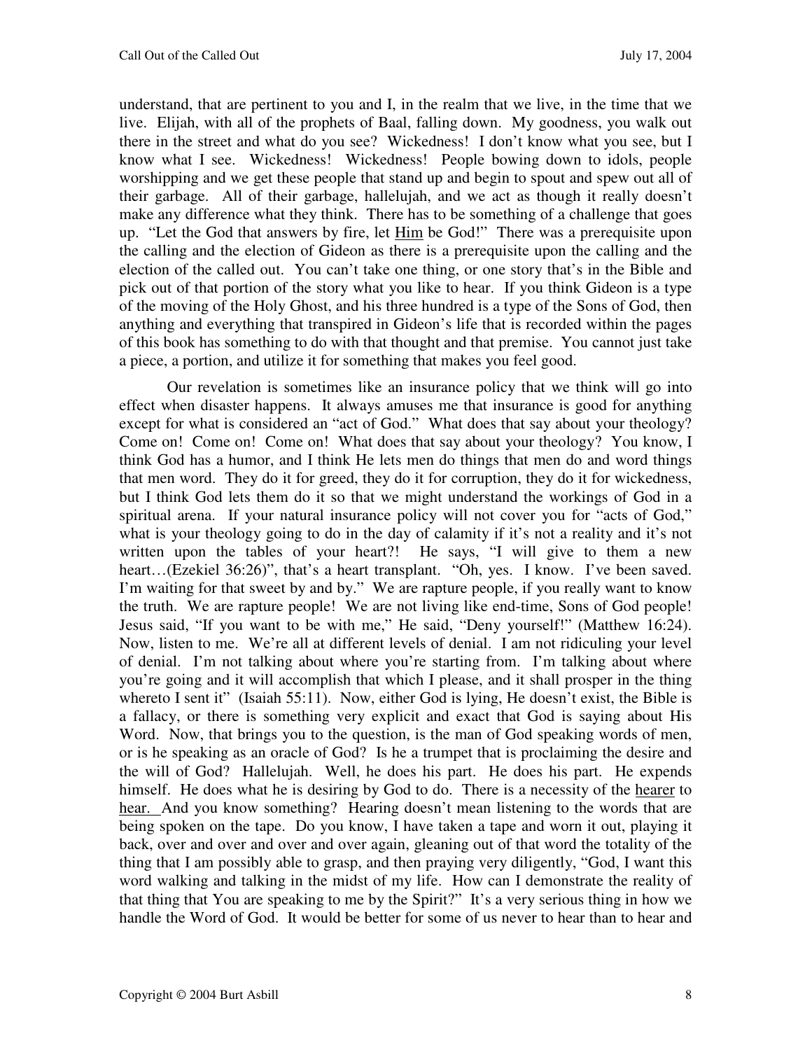understand, that are pertinent to you and I, in the realm that we live, in the time that we live. Elijah, with all of the prophets of Baal, falling down. My goodness, you walk out there in the street and what do you see? Wickedness! I don't know what you see, but I know what I see. Wickedness! Wickedness! People bowing down to idols, people worshipping and we get these people that stand up and begin to spout and spew out all of their garbage. All of their garbage, hallelujah, and we act as though it really doesn't make any difference what they think. There has to be something of a challenge that goes up. "Let the God that answers by fire, let Him be God!" There was a prerequisite upon the calling and the election of Gideon as there is a prerequisite upon the calling and the election of the called out. You can't take one thing, or one story that's in the Bible and pick out of that portion of the story what you like to hear. If you think Gideon is a type of the moving of the Holy Ghost, and his three hundred is a type of the Sons of God, then anything and everything that transpired in Gideon's life that is recorded within the pages of this book has something to do with that thought and that premise. You cannot just take a piece, a portion, and utilize it for something that makes you feel good.

Our revelation is sometimes like an insurance policy that we think will go into effect when disaster happens. It always amuses me that insurance is good for anything except for what is considered an "act of God." What does that say about your theology? Come on! Come on! Come on! What does that say about your theology? You know, I think God has a humor, and I think He lets men do things that men do and word things that men word. They do it for greed, they do it for corruption, they do it for wickedness, but I think God lets them do it so that we might understand the workings of God in a spiritual arena. If your natural insurance policy will not cover you for "acts of God," what is your theology going to do in the day of calamity if it's not a reality and it's not written upon the tables of your heart?! He says, "I will give to them a new heart…(Ezekiel 36:26)", that's a heart transplant. "Oh, yes. I know. I've been saved. I'm waiting for that sweet by and by." We are rapture people, if you really want to know the truth. We are rapture people! We are not living like end-time, Sons of God people! Jesus said, "If you want to be with me," He said, "Deny yourself!" (Matthew 16:24). Now, listen to me. We're all at different levels of denial. I am not ridiculing your level of denial. I'm not talking about where you're starting from. I'm talking about where you're going and it will accomplish that which I please, and it shall prosper in the thing whereto I sent it" (Isaiah 55:11). Now, either God is lying, He doesn't exist, the Bible is a fallacy, or there is something very explicit and exact that God is saying about His Word. Now, that brings you to the question, is the man of God speaking words of men, or is he speaking as an oracle of God? Is he a trumpet that is proclaiming the desire and the will of God? Hallelujah. Well, he does his part. He does his part. He expends himself. He does what he is desiring by God to do. There is a necessity of the hearer to hear. And you know something? Hearing doesn't mean listening to the words that are being spoken on the tape. Do you know, I have taken a tape and worn it out, playing it back, over and over and over and over again, gleaning out of that word the totality of the thing that I am possibly able to grasp, and then praying very diligently, "God, I want this word walking and talking in the midst of my life. How can I demonstrate the reality of that thing that You are speaking to me by the Spirit?" It's a very serious thing in how we handle the Word of God. It would be better for some of us never to hear than to hear and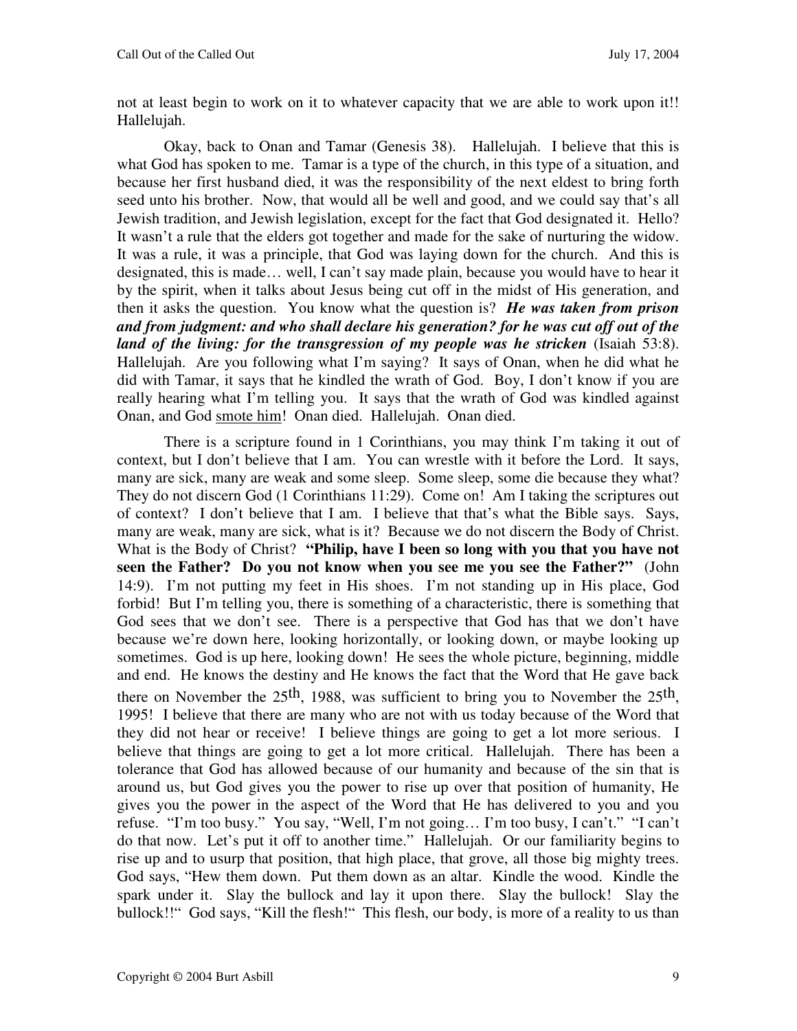not at least begin to work on it to whatever capacity that we are able to work upon it!! Hallelujah.

Okay, back to Onan and Tamar (Genesis 38). Hallelujah. I believe that this is what God has spoken to me. Tamar is a type of the church, in this type of a situation, and because her first husband died, it was the responsibility of the next eldest to bring forth seed unto his brother. Now, that would all be well and good, and we could say that's all Jewish tradition, and Jewish legislation, except for the fact that God designated it. Hello? It wasn't a rule that the elders got together and made for the sake of nurturing the widow. It was a rule, it was a principle, that God was laying down for the church. And this is designated, this is made… well, I can't say made plain, because you would have to hear it by the spirit, when it talks about Jesus being cut off in the midst of His generation, and then it asks the question. You know what the question is? ***He was taken from prison and from judgment: and who shall declare his generation? for he was cut off out of the land of the living: for the transgression of my people was he stricken*** (Isaiah 53:8). Hallelujah. Are you following what I'm saying? It says of Onan, when he did what he did with Tamar, it says that he kindled the wrath of God. Boy, I don't know if you are really hearing what I'm telling you. It says that the wrath of God was kindled against Onan, and God <u>smote him</u>! Onan died. Hallelujah. Onan died.

There is a scripture found in 1 Corinthians, you may think I'm taking it out of context, but I don't believe that I am. You can wrestle with it before the Lord. It says, many are sick, many are weak and some sleep. Some sleep, some die because they what? They do not discern God (1 Corinthians 11:29). Come on! Am I taking the scriptures out of context? I don't believe that I am. I believe that that's what the Bible says. Says, many are weak, many are sick, what is it? Because we do not discern the Body of Christ. What is the Body of Christ? **"Philip, have I been so long with you that you have not seen the Father? Do you not know when you see me you see the Father?"** (John 14:9). I'm not putting my feet in His shoes. I'm not standing up in His place, God forbid! But I'm telling you, there is something of a characteristic, there is something that God sees that we don't see. There is a perspective that God has that we don't have because we're down here, looking horizontally, or looking down, or maybe looking up sometimes. God is up here, looking down! He sees the whole picture, beginning, middle and end. He knows the destiny and He knows the fact that the Word that He gave back there on November the 25th, 1988, was sufficient to bring you to November the 25th, 1995! I believe that there are many who are not with us today because of the Word that they did not hear or receive! I believe things are going to get a lot more serious. I believe that things are going to get a lot more critical. Hallelujah. There has been a tolerance that God has allowed because of our humanity and because of the sin that is around us, but God gives you the power to rise up over that position of humanity, He gives you the power in the aspect of the Word that He has delivered to you and you refuse. "I'm too busy." You say, "Well, I'm not going… I'm too busy, I can't." "I can't do that now. Let's put it off to another time." Hallelujah. Or our familiarity begins to rise up and to usurp that position, that high place, that grove, all those big mighty trees. God says, "Hew them down. Put them down as an altar. Kindle the wood. Kindle the spark under it. Slay the bullock and lay it upon there. Slay the bullock! Slay the bullock!!" God says, "Kill the flesh!" This flesh, our body, is more of a reality to us than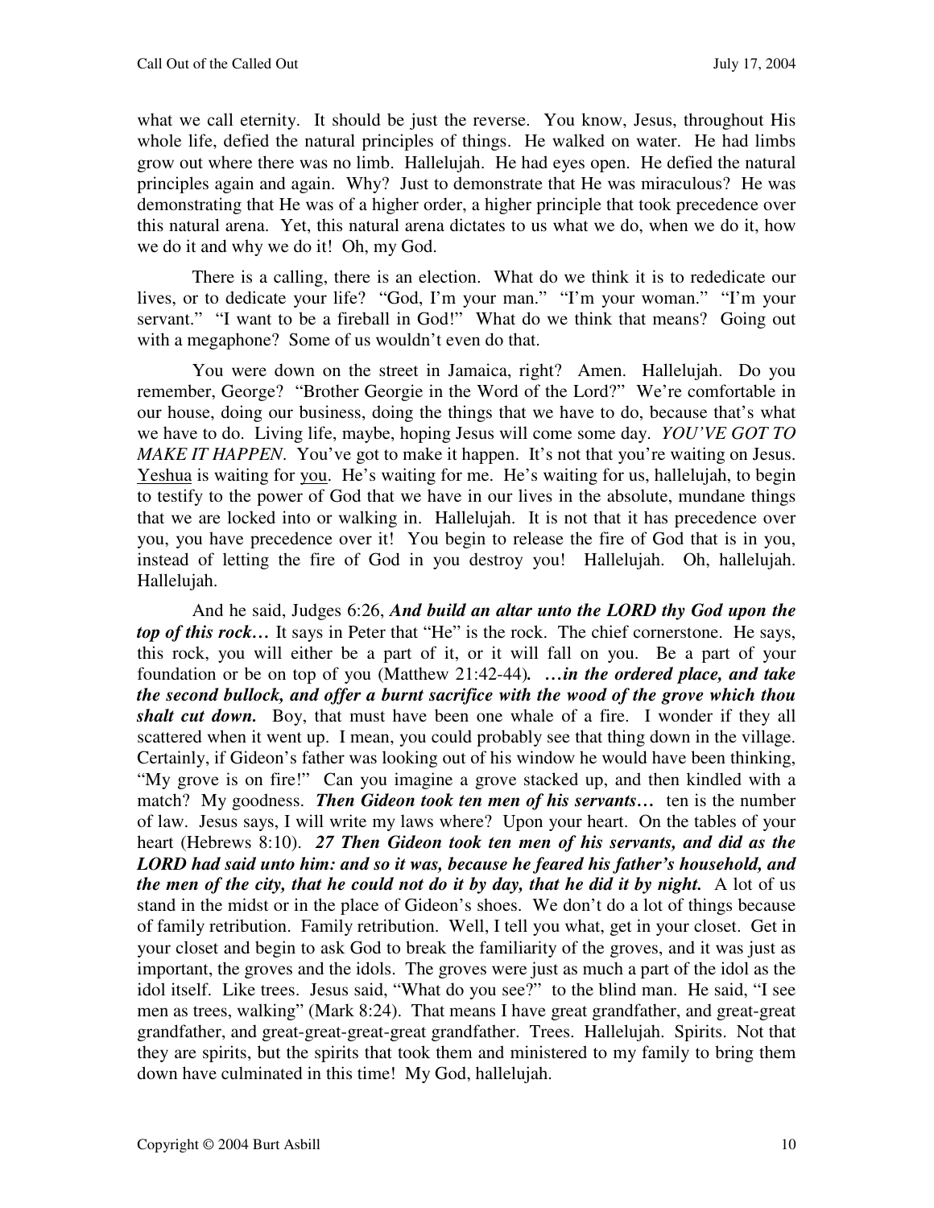what we call eternity. It should be just the reverse. You know, Jesus, throughout His whole life, defied the natural principles of things. He walked on water. He had limbs grow out where there was no limb. Hallelujah. He had eyes open. He defied the natural principles again and again. Why? Just to demonstrate that He was miraculous? He was demonstrating that He was of a higher order, a higher principle that took precedence over this natural arena. Yet, this natural arena dictates to us what we do, when we do it, how we do it and why we do it! Oh, my God.

There is a calling, there is an election. What do we think it is to rededicate our lives, or to dedicate your life? "God, I'm your man." "I'm your woman." "I'm your servant." "I want to be a fireball in God!" What do we think that means? Going out with a megaphone? Some of us wouldn't even do that.

You were down on the street in Jamaica, right? Amen. Hallelujah. Do you remember, George? "Brother Georgie in the Word of the Lord?" We're comfortable in our house, doing our business, doing the things that we have to do, because that's what we have to do. Living life, maybe, hoping Jesus will come some day. *YOU'VE GOT TO MAKE IT HAPPEN*. You've got to make it happen. It's not that you're waiting on Jesus. <u>Yeshua</u> is waiting for <u>you</u>. He's waiting for me. He's waiting for us, hallelujah, to begin to testify to the power of God that we have in our lives in the absolute, mundane things that we are locked into or walking in. Hallelujah. It is not that it has precedence over you, you have precedence over it! You begin to release the fire of God that is in you, instead of letting the fire of God in you destroy you! Hallelujah. Oh, hallelujah. Hallelujah.

And he said, Judges 6:26, ***And build an altar unto the LORD thy God upon the top of this rock…*** It says in Peter that "He" is the rock. The chief cornerstone. He says, this rock, you will either be a part of it, or it will fall on you. Be a part of your foundation or be on top of you (Matthew 21:42-44)***. …in the ordered place, and take the second bullock, and offer a burnt sacrifice with the wood of the grove which thou shalt cut down.*** Boy, that must have been one whale of a fire. I wonder if they all scattered when it went up. I mean, you could probably see that thing down in the village. Certainly, if Gideon's father was looking out of his window he would have been thinking, "My grove is on fire!" Can you imagine a grove stacked up, and then kindled with a match? My goodness. ***Then Gideon took ten men of his servants…*** ten is the number of law. Jesus says, I will write my laws where? Upon your heart. On the tables of your heart (Hebrews 8:10). ***27 Then Gideon took ten men of his servants, and did as the LORD had said unto him: and so it was, because he feared his father's household, and the men of the city, that he could not do it by day, that he did it by night.*** A lot of us stand in the midst or in the place of Gideon's shoes. We don't do a lot of things because of family retribution. Family retribution. Well, I tell you what, get in your closet. Get in your closet and begin to ask God to break the familiarity of the groves, and it was just as important, the groves and the idols. The groves were just as much a part of the idol as the idol itself. Like trees. Jesus said, "What do you see?" to the blind man. He said, "I see men as trees, walking" (Mark 8:24). That means I have great grandfather, and great-great grandfather, and great-great-great-great grandfather. Trees. Hallelujah. Spirits. Not that they are spirits, but the spirits that took them and ministered to my family to bring them down have culminated in this time! My God, hallelujah.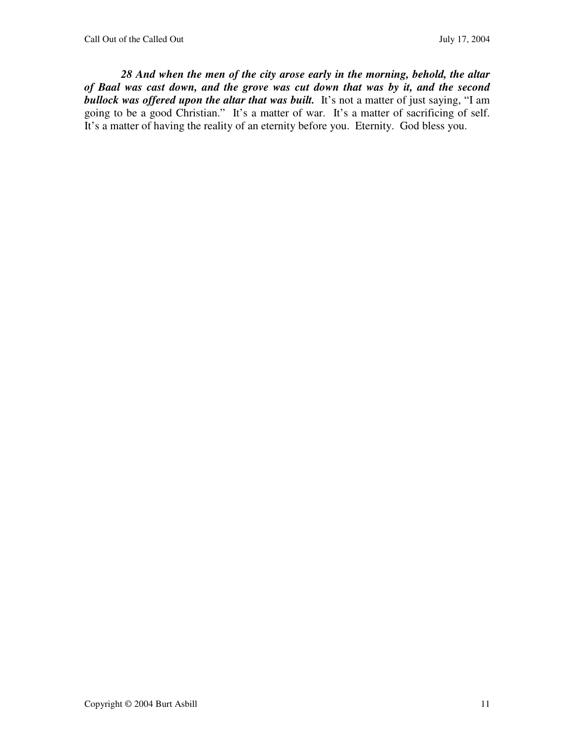***28 And when the men of the city arose early in the morning, behold, the altar of Baal was cast down, and the grove was cut down that was by it, and the second bullock was offered upon the altar that was built.*** It's not a matter of just saying, "I am going to be a good Christian." It's a matter of war. It's a matter of sacrificing of self. It's a matter of having the reality of an eternity before you. Eternity. God bless you.